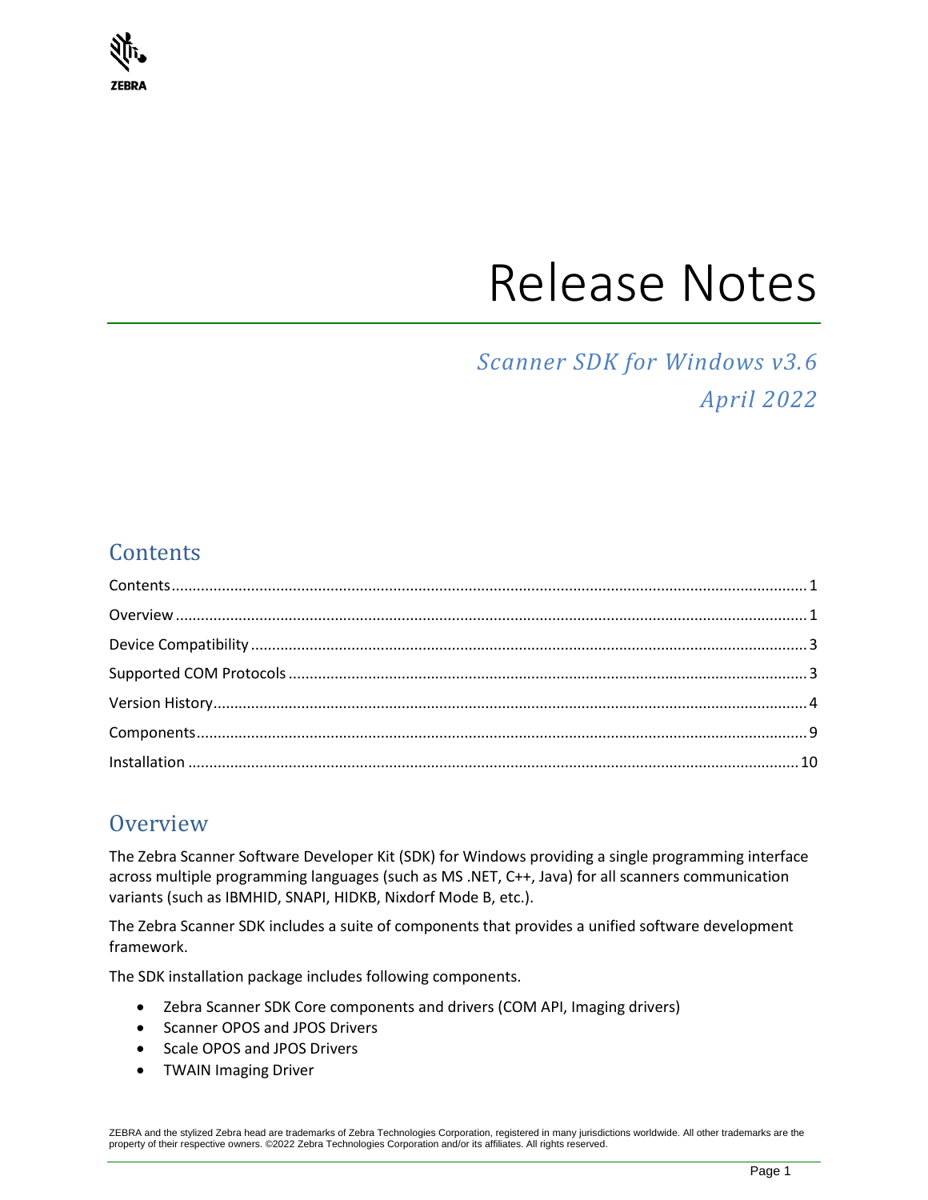# Release Notes

*Scanner SDK for Windows v3.6*

*April 2022*

## Contents

Contents .......................................................... 1
Overview .......................................................... 1
Device Compatibility .......................................................... 3
Supported COM Protocols .......................................................... 3
Version History .......................................................... 4
Components .......................................................... 9
Installation .......................................................... 10

## Overview

The Zebra Scanner Software Developer Kit (SDK) for Windows providing a single programming interface across multiple programming languages (such as MS .NET, C++, Java) for all scanners communication variants (such as IBMHID, SNAPI, HIDKB, Nixdorf Mode B, etc.).

The Zebra Scanner SDK includes a suite of components that provides a unified software development framework.

The SDK installation package includes following components.

- Zebra Scanner SDK Core components and drivers (COM API, Imaging drivers)
- Scanner OPOS and JPOS Drivers
- Scale OPOS and JPOS Drivers
- TWAIN Imaging Driver

ZEBRA and the stylized Zebra head are trademarks of Zebra Technologies Corporation, registered in many jurisdictions worldwide. All other trademarks are the property of their respective owners. ©2022 Zebra Technologies Corporation and/or its affiliates. All rights reserved.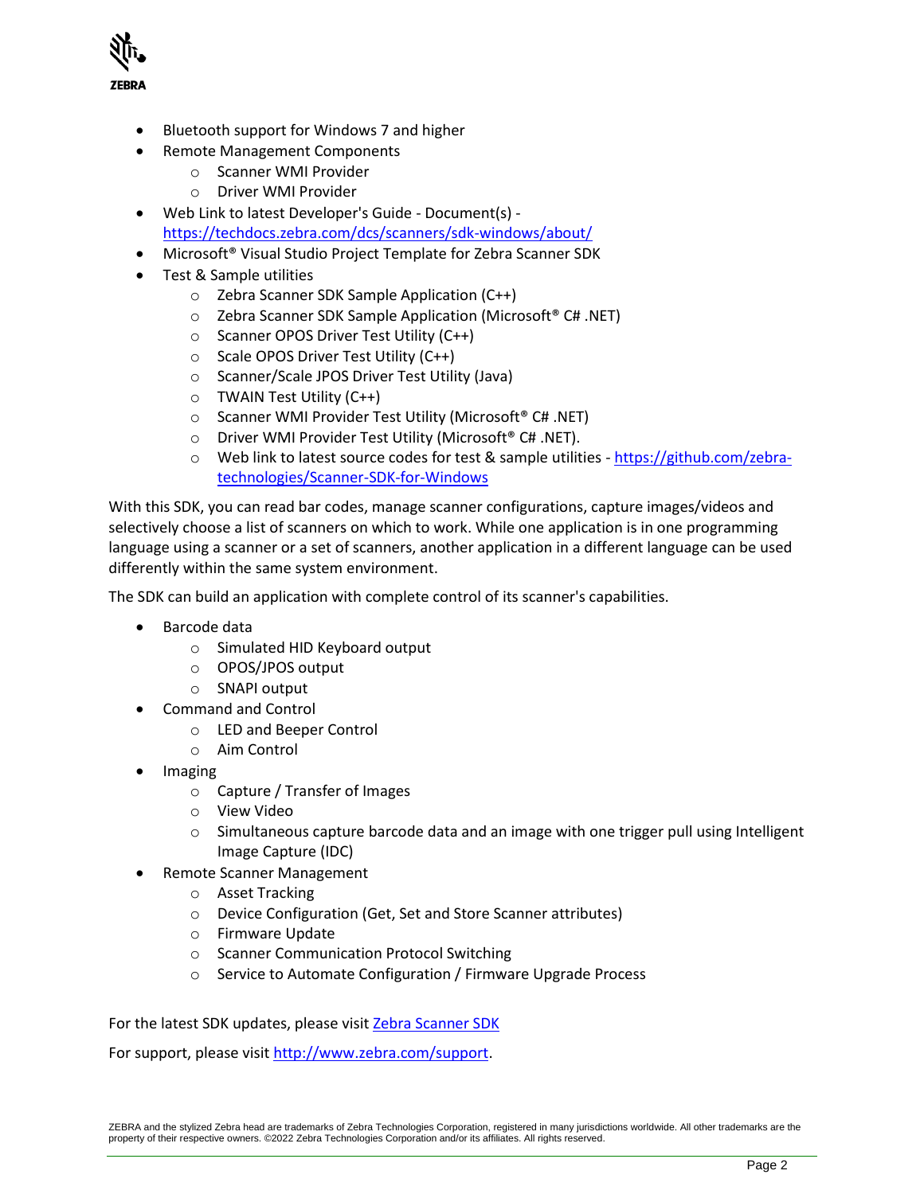- Bluetooth support for Windows 7 and higher
- Remote Management Components
  - Scanner WMI Provider
  - Driver WMI Provider
- Web Link to latest Developer's Guide - Document(s) - [https://techdocs.zebra.com/dcs/scanners/sdk-windows/about/](https://techdocs.zebra.com/dcs/scanners/sdk-windows/about/)
- Microsoft® Visual Studio Project Template for Zebra Scanner SDK
- Test & Sample utilities
  - Zebra Scanner SDK Sample Application (C++)
  - Zebra Scanner SDK Sample Application (Microsoft® C# .NET)
  - Scanner OPOS Driver Test Utility (C++)
  - Scale OPOS Driver Test Utility (C++)
  - Scanner/Scale JPOS Driver Test Utility (Java)
  - TWAIN Test Utility (C++)
  - Scanner WMI Provider Test Utility (Microsoft® C# .NET)
  - Driver WMI Provider Test Utility (Microsoft® C# .NET).
  - Web link to latest source codes for test & sample utilities - [https://github.com/zebra-technologies/Scanner-SDK-for-Windows](https://github.com/zebra-technologies/Scanner-SDK-for-Windows)

With this SDK, you can read bar codes, manage scanner configurations, capture images/videos and selectively choose a list of scanners on which to work. While one application is in one programming language using a scanner or a set of scanners, another application in a different language can be used differently within the same system environment.

The SDK can build an application with complete control of its scanner's capabilities.

- Barcode data
  - Simulated HID Keyboard output
  - OPOS/JPOS output
  - SNAPI output
- Command and Control
  - LED and Beeper Control
  - Aim Control
- Imaging
  - Capture / Transfer of Images
  - View Video
  - Simultaneous capture barcode data and an image with one trigger pull using Intelligent Image Capture (IDC)
- Remote Scanner Management
  - Asset Tracking
  - Device Configuration (Get, Set and Store Scanner attributes)
  - Firmware Update
  - Scanner Communication Protocol Switching
  - Service to Automate Configuration / Firmware Upgrade Process

For the latest SDK updates, please visit [Zebra Scanner SDK]()

For support, please visit [http://www.zebra.com/support](http://www.zebra.com/support).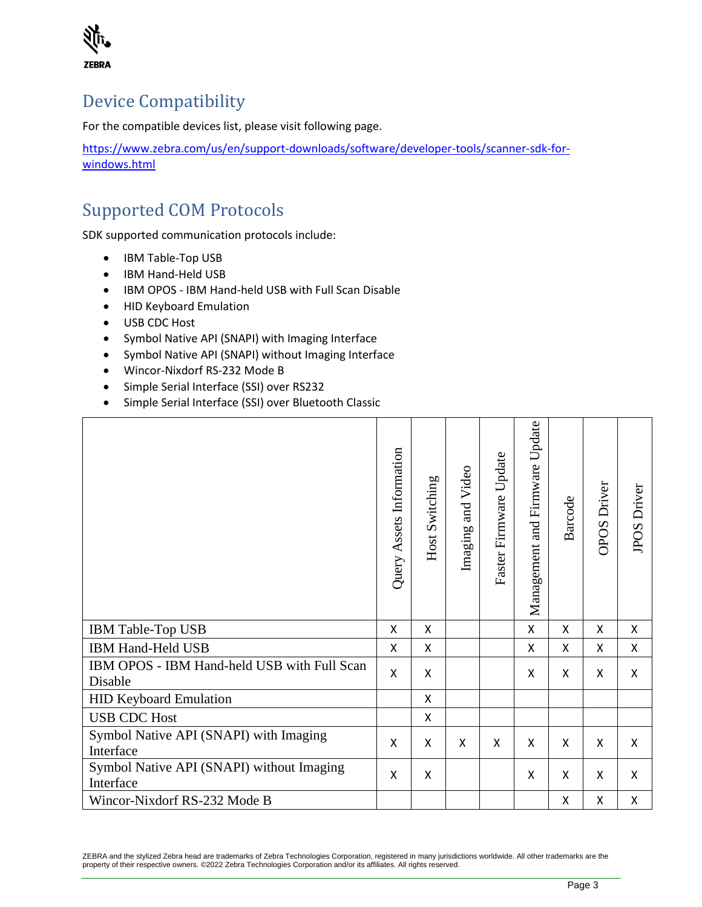## Device Compatibility

For the compatible devices list, please visit following page.

https://www.zebra.com/us/en/support-downloads/software/developer-tools/scanner-sdk-for-windows.html

## Supported COM Protocols

SDK supported communication protocols include:

- IBM Table-Top USB
- IBM Hand-Held USB
- IBM OPOS - IBM Hand-held USB with Full Scan Disable
- HID Keyboard Emulation
- USB CDC Host
- Symbol Native API (SNAPI) with Imaging Interface
- Symbol Native API (SNAPI) without Imaging Interface
- Wincor-Nixdorf RS-232 Mode B
- Simple Serial Interface (SSI) over RS232
- Simple Serial Interface (SSI) over Bluetooth Classic

| | Query Assets Information | Host Switching | Imaging and Video | Faster Firmware Update | Management and Firmware Update | Barcode | OPOS Driver | JPOS Driver |
|---|---|---|---|---|---|---|---|---|
| IBM Table-Top USB | X | X | | | X | X | X | X |
| IBM Hand-Held USB | X | X | | | X | X | X | X |
| IBM OPOS - IBM Hand-held USB with Full Scan Disable | X | X | | | X | X | X | X |
| HID Keyboard Emulation | | X | | | | | | |
| USB CDC Host | | X | | | | | | |
| Symbol Native API (SNAPI) with Imaging Interface | X | X | X | X | X | X | X | X |
| Symbol Native API (SNAPI) without Imaging Interface | X | X | | | X | X | X | X |
| Wincor-Nixdorf RS-232 Mode B | | | | | | X | X | X |

ZEBRA and the stylized Zebra head are trademarks of Zebra Technologies Corporation, registered in many jurisdictions worldwide. All other trademarks are the property of their respective owners. ©2022 Zebra Technologies Corporation and/or its affiliates. All rights reserved.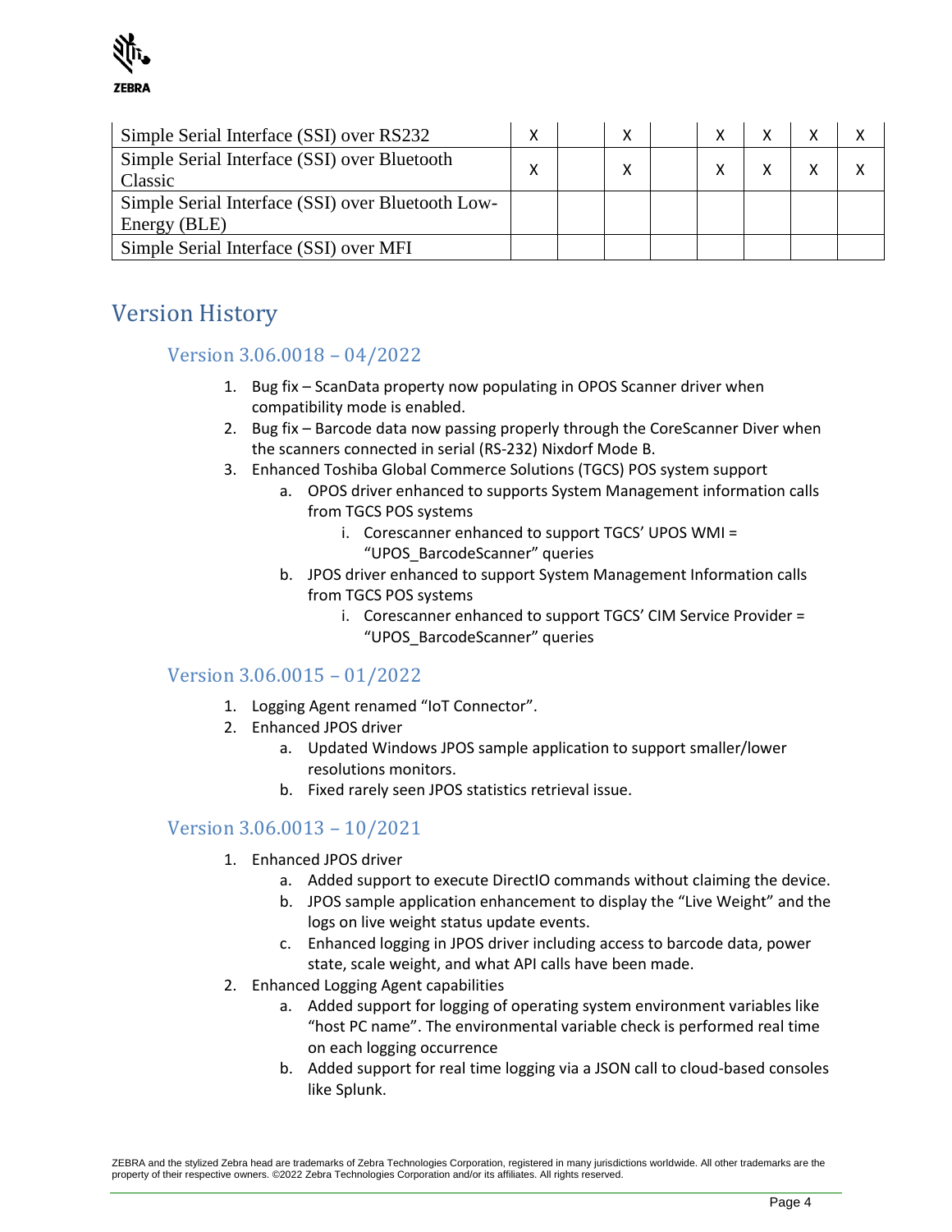| Simple Serial Interface (SSI) over RS232 | X | | X | | X | X | X | X |
|---|---|---|---|---|---|---|---|---|
| Simple Serial Interface (SSI) over Bluetooth Classic | X | | X | | X | X | X | X |
| Simple Serial Interface (SSI) over Bluetooth Low-Energy (BLE) | | | | | | | | |
| Simple Serial Interface (SSI) over MFI | | | | | | | | |

# Version History

## Version 3.06.0018 – 04/2022

1. Bug fix – ScanData property now populating in OPOS Scanner driver when compatibility mode is enabled.
2. Bug fix – Barcode data now passing properly through the CoreScanner Diver when the scanners connected in serial (RS-232) Nixdorf Mode B.
3. Enhanced Toshiba Global Commerce Solutions (TGCS) POS system support
    a. OPOS driver enhanced to supports System Management information calls from TGCS POS systems
        i. Corescanner enhanced to support TGCS' UPOS WMI = "UPOS_BarcodeScanner" queries
    b. JPOS driver enhanced to support System Management Information calls from TGCS POS systems
        i. Corescanner enhanced to support TGCS' CIM Service Provider = "UPOS_BarcodeScanner" queries

## Version 3.06.0015 – 01/2022

1. Logging Agent renamed "IoT Connector".
2. Enhanced JPOS driver
    a. Updated Windows JPOS sample application to support smaller/lower resolutions monitors.
    b. Fixed rarely seen JPOS statistics retrieval issue.

## Version 3.06.0013 – 10/2021

1. Enhanced JPOS driver
    a. Added support to execute DirectIO commands without claiming the device.
    b. JPOS sample application enhancement to display the "Live Weight" and the logs on live weight status update events.
    c. Enhanced logging in JPOS driver including access to barcode data, power state, scale weight, and what API calls have been made.
2. Enhanced Logging Agent capabilities
    a. Added support for logging of operating system environment variables like "host PC name". The environmental variable check is performed real time on each logging occurrence
    b. Added support for real time logging via a JSON call to cloud-based consoles like Splunk.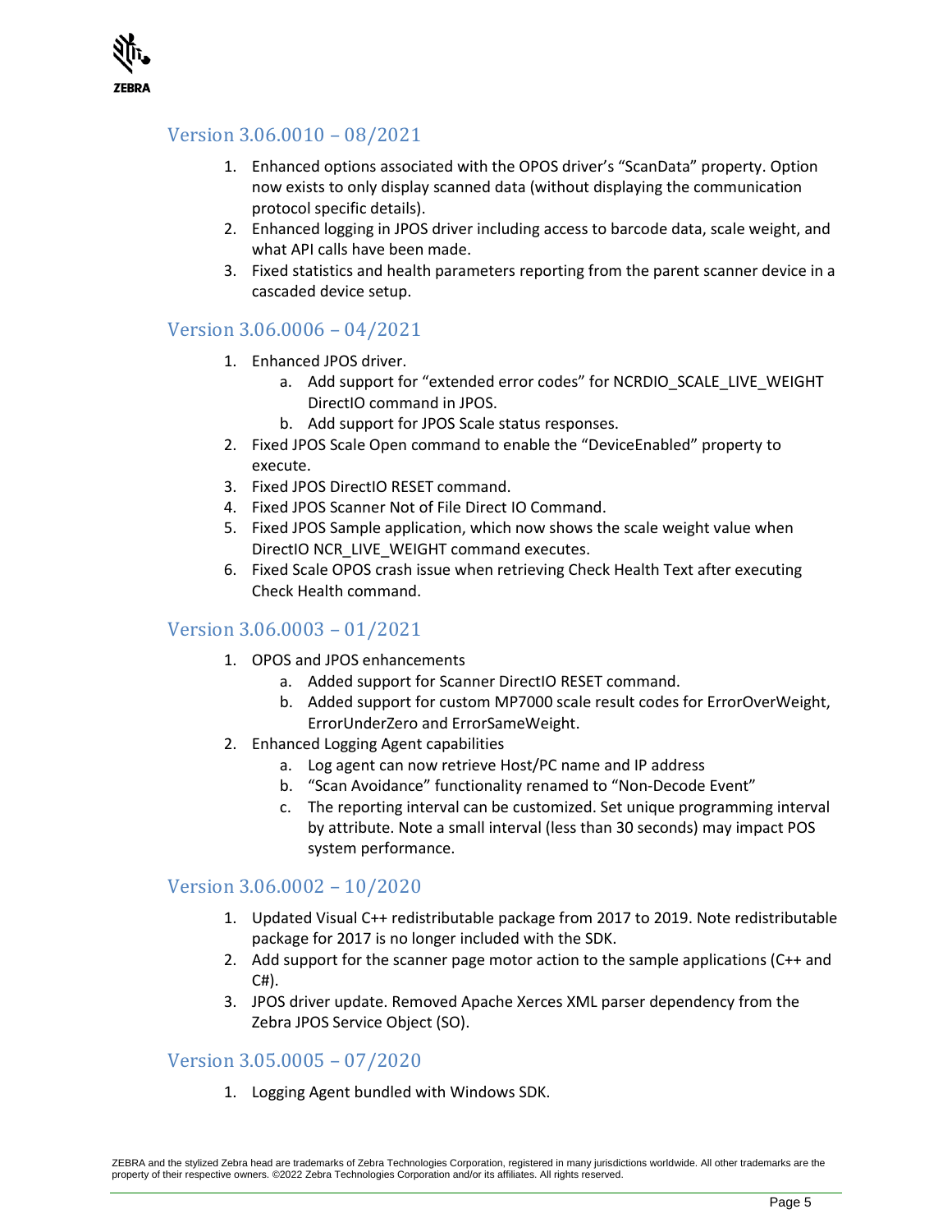## Version 3.06.0010 – 08/2021

1. Enhanced options associated with the OPOS driver's "ScanData" property. Option now exists to only display scanned data (without displaying the communication protocol specific details).
2. Enhanced logging in JPOS driver including access to barcode data, scale weight, and what API calls have been made.
3. Fixed statistics and health parameters reporting from the parent scanner device in a cascaded device setup.

## Version 3.06.0006 – 04/2021

1. Enhanced JPOS driver.
   a. Add support for "extended error codes" for NCRDIO_SCALE_LIVE_WEIGHT DirectIO command in JPOS.
   b. Add support for JPOS Scale status responses.
2. Fixed JPOS Scale Open command to enable the "DeviceEnabled" property to execute.
3. Fixed JPOS DirectIO RESET command.
4. Fixed JPOS Scanner Not of File Direct IO Command.
5. Fixed JPOS Sample application, which now shows the scale weight value when DirectIO NCR_LIVE_WEIGHT command executes.
6. Fixed Scale OPOS crash issue when retrieving Check Health Text after executing Check Health command.

## Version 3.06.0003 – 01/2021

1. OPOS and JPOS enhancements
   a. Added support for Scanner DirectIO RESET command.
   b. Added support for custom MP7000 scale result codes for ErrorOverWeight, ErrorUnderZero and ErrorSameWeight.
2. Enhanced Logging Agent capabilities
   a. Log agent can now retrieve Host/PC name and IP address
   b. "Scan Avoidance" functionality renamed to "Non-Decode Event"
   c. The reporting interval can be customized. Set unique programming interval by attribute. Note a small interval (less than 30 seconds) may impact POS system performance.

## Version 3.06.0002 – 10/2020

1. Updated Visual C++ redistributable package from 2017 to 2019. Note redistributable package for 2017 is no longer included with the SDK.
2. Add support for the scanner page motor action to the sample applications (C++ and C#).
3. JPOS driver update. Removed Apache Xerces XML parser dependency from the Zebra JPOS Service Object (SO).

## Version 3.05.0005 – 07/2020

1. Logging Agent bundled with Windows SDK.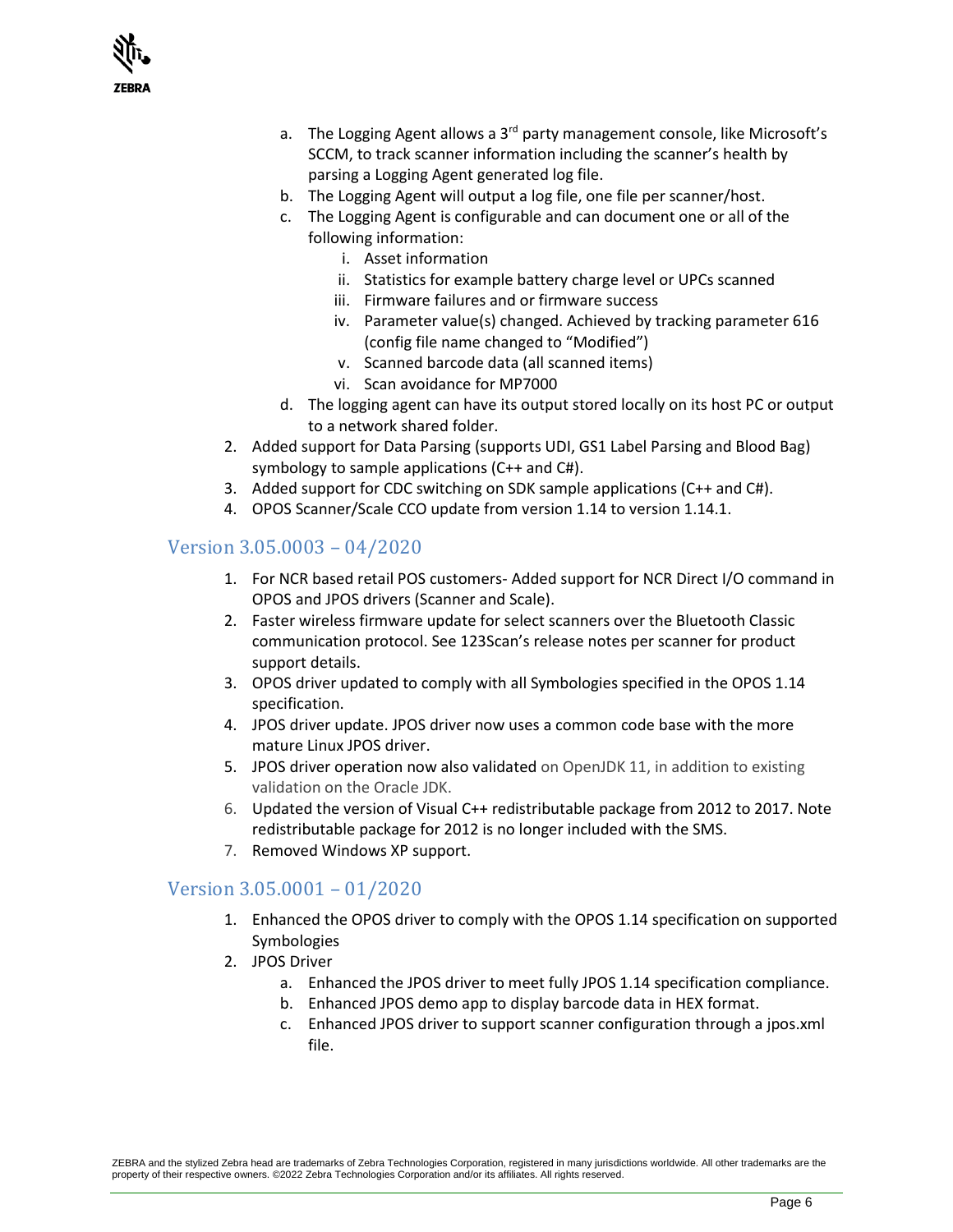a. The Logging Agent allows a 3rd party management console, like Microsoft's SCCM, to track scanner information including the scanner's health by parsing a Logging Agent generated log file.
   b. The Logging Agent will output a log file, one file per scanner/host.
   c. The Logging Agent is configurable and can document one or all of the following information:
      i. Asset information
      ii. Statistics for example battery charge level or UPCs scanned
      iii. Firmware failures and or firmware success
      iv. Parameter value(s) changed. Achieved by tracking parameter 616 (config file name changed to "Modified")
      v. Scanned barcode data (all scanned items)
      vi. Scan avoidance for MP7000
   d. The logging agent can have its output stored locally on its host PC or output to a network shared folder.
2. Added support for Data Parsing (supports UDI, GS1 Label Parsing and Blood Bag) symbology to sample applications (C++ and C#).
3. Added support for CDC switching on SDK sample applications (C++ and C#).
4. OPOS Scanner/Scale CCO update from version 1.14 to version 1.14.1.

## Version 3.05.0003 – 04/2020

1. For NCR based retail POS customers- Added support for NCR Direct I/O command in OPOS and JPOS drivers (Scanner and Scale).
2. Faster wireless firmware update for select scanners over the Bluetooth Classic communication protocol. See 123Scan's release notes per scanner for product support details.
3. OPOS driver updated to comply with all Symbologies specified in the OPOS 1.14 specification.
4. JPOS driver update. JPOS driver now uses a common code base with the more mature Linux JPOS driver.
5. JPOS driver operation now also validated on OpenJDK 11, in addition to existing validation on the Oracle JDK.
6. Updated the version of Visual C++ redistributable package from 2012 to 2017. Note redistributable package for 2012 is no longer included with the SMS.
7. Removed Windows XP support.

## Version 3.05.0001 – 01/2020

1. Enhanced the OPOS driver to comply with the OPOS 1.14 specification on supported Symbologies
2. JPOS Driver
   a. Enhanced the JPOS driver to meet fully JPOS 1.14 specification compliance.
   b. Enhanced JPOS demo app to display barcode data in HEX format.
   c. Enhanced JPOS driver to support scanner configuration through a jpos.xml file.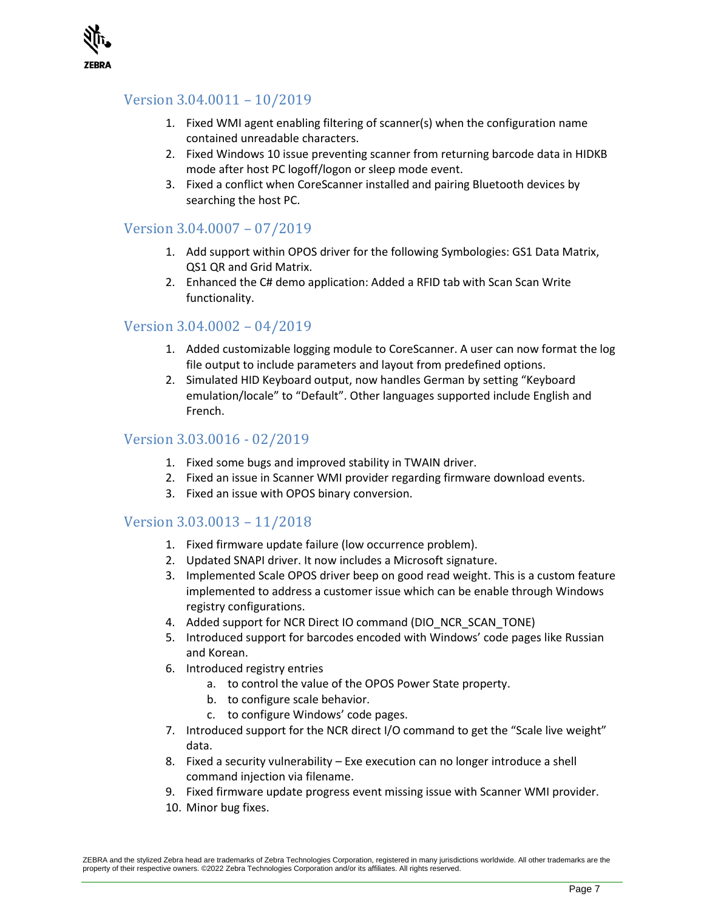## Version 3.04.0011 – 10/2019

1. Fixed WMI agent enabling filtering of scanner(s) when the configuration name contained unreadable characters.
2. Fixed Windows 10 issue preventing scanner from returning barcode data in HIDKB mode after host PC logoff/logon or sleep mode event.
3. Fixed a conflict when CoreScanner installed and pairing Bluetooth devices by searching the host PC.

## Version 3.04.0007 – 07/2019

1. Add support within OPOS driver for the following Symbologies: GS1 Data Matrix, QS1 QR and Grid Matrix.
2. Enhanced the C# demo application: Added a RFID tab with Scan Scan Write functionality.

## Version 3.04.0002 – 04/2019

1. Added customizable logging module to CoreScanner. A user can now format the log file output to include parameters and layout from predefined options.
2. Simulated HID Keyboard output, now handles German by setting “Keyboard emulation/locale” to “Default”. Other languages supported include English and French.

## Version 3.03.0016 - 02/2019

1. Fixed some bugs and improved stability in TWAIN driver.
2. Fixed an issue in Scanner WMI provider regarding firmware download events.
3. Fixed an issue with OPOS binary conversion.

## Version 3.03.0013 – 11/2018

1. Fixed firmware update failure (low occurrence problem).
2. Updated SNAPI driver. It now includes a Microsoft signature.
3. Implemented Scale OPOS driver beep on good read weight. This is a custom feature implemented to address a customer issue which can be enable through Windows registry configurations.
4. Added support for NCR Direct IO command (DIO_NCR_SCAN_TONE)
5. Introduced support for barcodes encoded with Windows’ code pages like Russian and Korean.
6. Introduced registry entries
   a. to control the value of the OPOS Power State property.
   b. to configure scale behavior.
   c. to configure Windows’ code pages.
7. Introduced support for the NCR direct I/O command to get the “Scale live weight” data.
8. Fixed a security vulnerability – Exe execution can no longer introduce a shell command injection via filename.
9. Fixed firmware update progress event missing issue with Scanner WMI provider.
10. Minor bug fixes.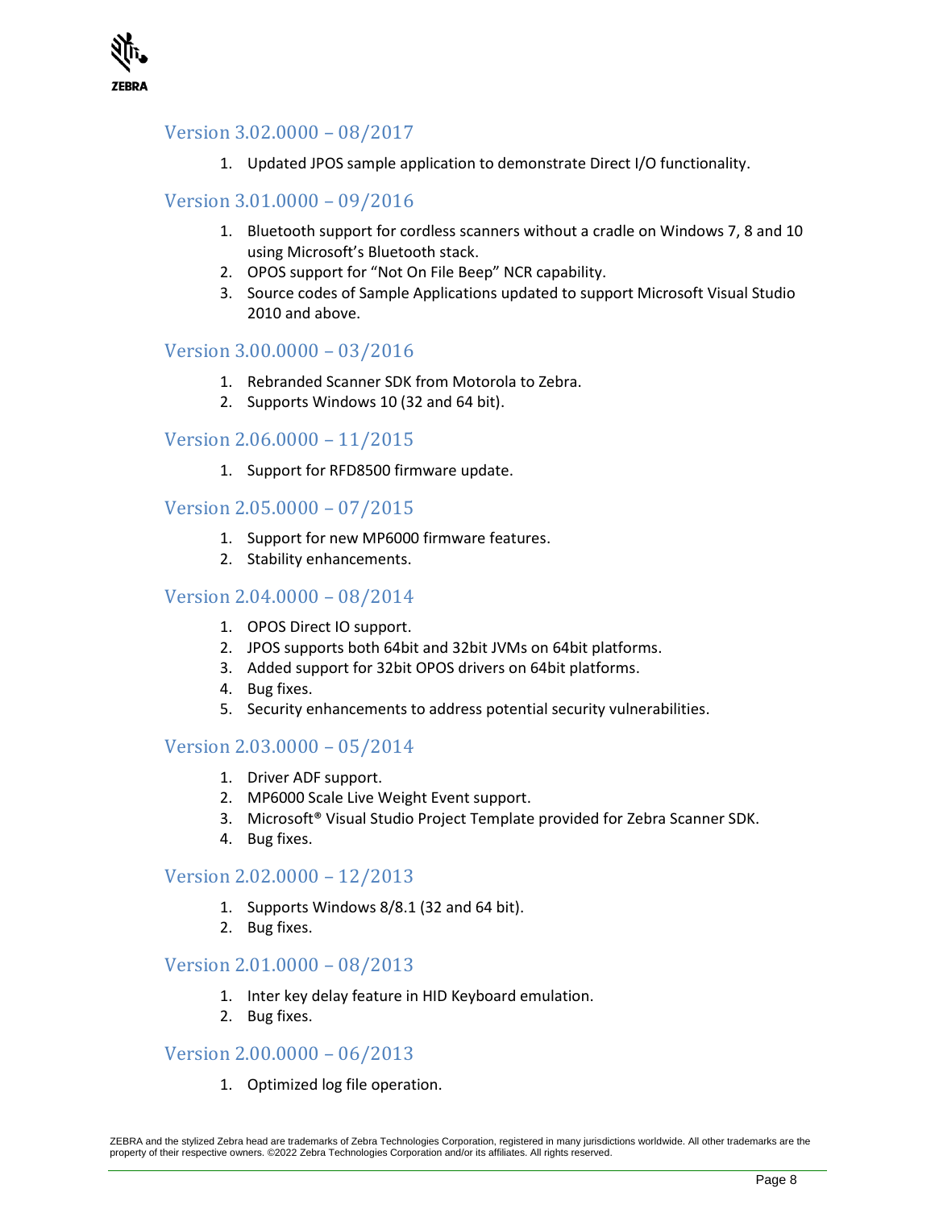## Version 3.02.0000 – 08/2017

1. Updated JPOS sample application to demonstrate Direct I/O functionality.

## Version 3.01.0000 – 09/2016

1. Bluetooth support for cordless scanners without a cradle on Windows 7, 8 and 10 using Microsoft's Bluetooth stack.
2. OPOS support for "Not On File Beep" NCR capability.
3. Source codes of Sample Applications updated to support Microsoft Visual Studio 2010 and above.

## Version 3.00.0000 – 03/2016

1. Rebranded Scanner SDK from Motorola to Zebra.
2. Supports Windows 10 (32 and 64 bit).

## Version 2.06.0000 – 11/2015

1. Support for RFD8500 firmware update.

## Version 2.05.0000 – 07/2015

1. Support for new MP6000 firmware features.
2. Stability enhancements.

## Version 2.04.0000 – 08/2014

1. OPOS Direct IO support.
2. JPOS supports both 64bit and 32bit JVMs on 64bit platforms.
3. Added support for 32bit OPOS drivers on 64bit platforms.
4. Bug fixes.
5. Security enhancements to address potential security vulnerabilities.

## Version 2.03.0000 – 05/2014

1. Driver ADF support.
2. MP6000 Scale Live Weight Event support.
3. Microsoft® Visual Studio Project Template provided for Zebra Scanner SDK.
4. Bug fixes.

## Version 2.02.0000 – 12/2013

1. Supports Windows 8/8.1 (32 and 64 bit).
2. Bug fixes.

## Version 2.01.0000 – 08/2013

1. Inter key delay feature in HID Keyboard emulation.
2. Bug fixes.

## Version 2.00.0000 – 06/2013

1. Optimized log file operation.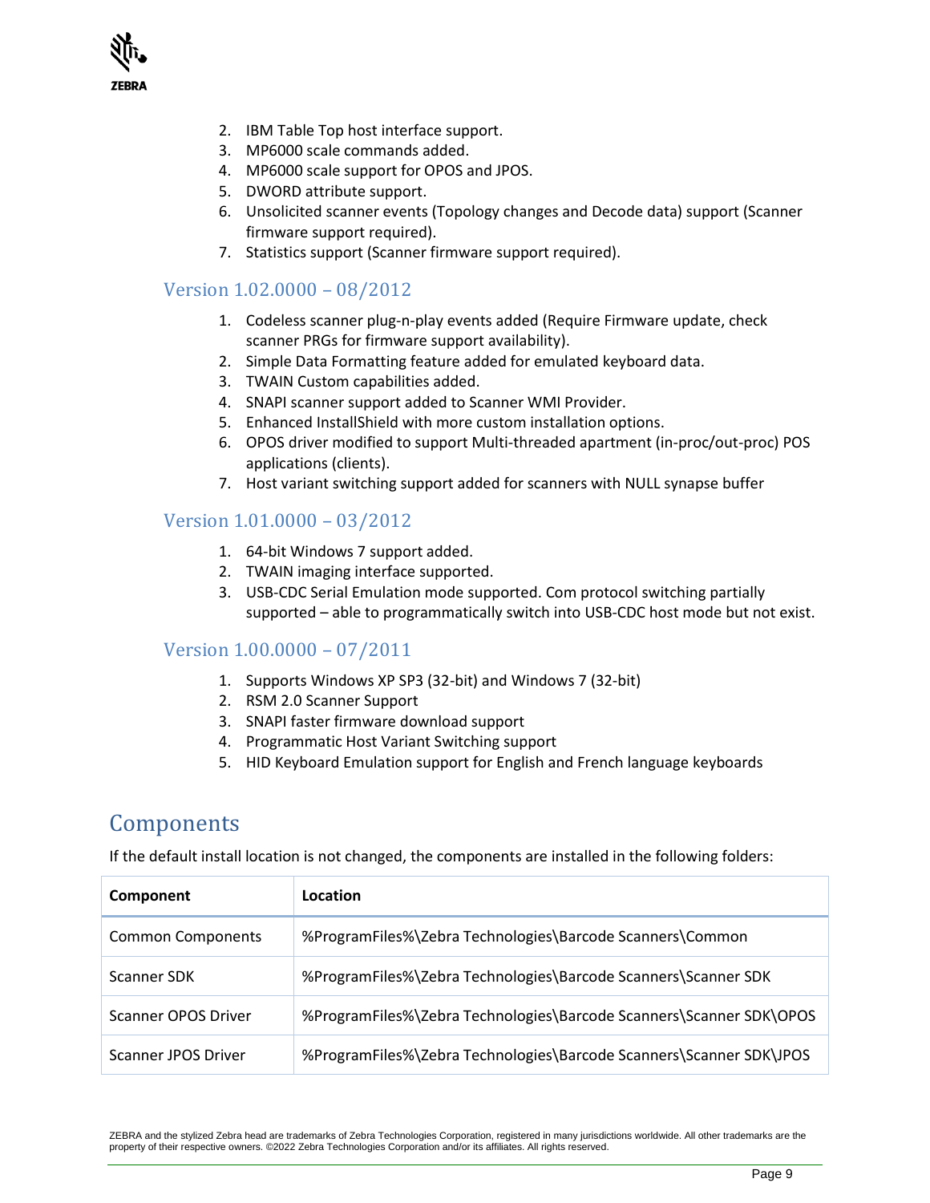2. IBM Table Top host interface support.
3. MP6000 scale commands added.
4. MP6000 scale support for OPOS and JPOS.
5. DWORD attribute support.
6. Unsolicited scanner events (Topology changes and Decode data) support (Scanner firmware support required).
7. Statistics support (Scanner firmware support required).

### Version 1.02.0000 – 08/2012

1. Codeless scanner plug-n-play events added (Require Firmware update, check scanner PRGs for firmware support availability).
2. Simple Data Formatting feature added for emulated keyboard data.
3. TWAIN Custom capabilities added.
4. SNAPI scanner support added to Scanner WMI Provider.
5. Enhanced InstallShield with more custom installation options.
6. OPOS driver modified to support Multi-threaded apartment (in-proc/out-proc) POS applications (clients).
7. Host variant switching support added for scanners with NULL synapse buffer

### Version 1.01.0000 – 03/2012

1. 64-bit Windows 7 support added.
2. TWAIN imaging interface supported.
3. USB-CDC Serial Emulation mode supported. Com protocol switching partially supported – able to programmatically switch into USB-CDC host mode but not exist.

### Version 1.00.0000 – 07/2011

1. Supports Windows XP SP3 (32-bit) and Windows 7 (32-bit)
2. RSM 2.0 Scanner Support
3. SNAPI faster firmware download support
4. Programmatic Host Variant Switching support
5. HID Keyboard Emulation support for English and French language keyboards

## Components

If the default install location is not changed, the components are installed in the following folders:

| Component | Location |
|---|---|
| Common Components | %ProgramFiles%\Zebra Technologies\Barcode Scanners\Common |
| Scanner SDK | %ProgramFiles%\Zebra Technologies\Barcode Scanners\Scanner SDK |
| Scanner OPOS Driver | %ProgramFiles%\Zebra Technologies\Barcode Scanners\Scanner SDK\OPOS |
| Scanner JPOS Driver | %ProgramFiles%\Zebra Technologies\Barcode Scanners\Scanner SDK\JPOS |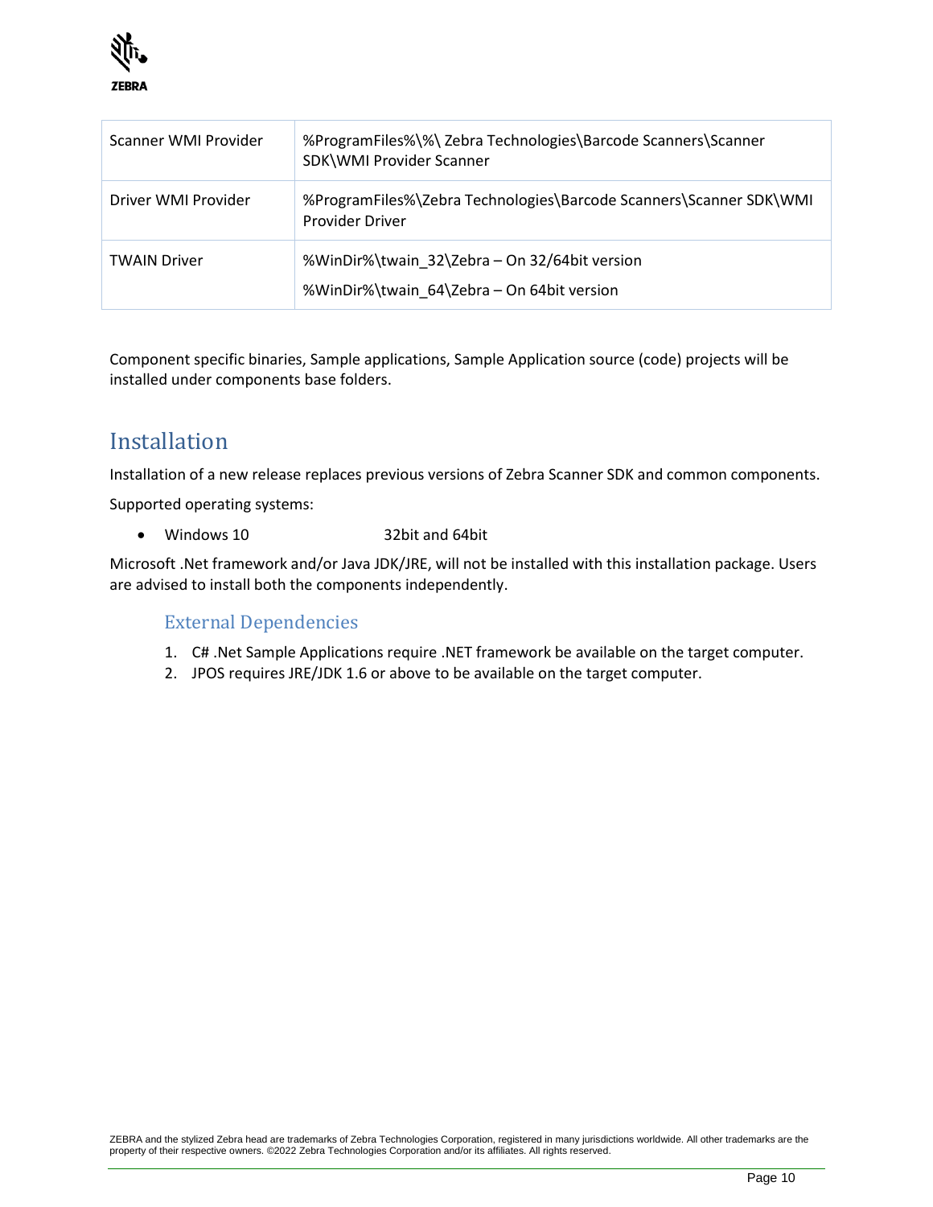| | |
|---|---|
| Scanner WMI Provider | %ProgramFiles%\%\ Zebra Technologies\Barcode Scanners\Scanner SDK\WMI Provider Scanner |
| Driver WMI Provider | %ProgramFiles%\Zebra Technologies\Barcode Scanners\Scanner SDK\WMI Provider Driver |
| TWAIN Driver | %WinDir%\twain_32\Zebra – On 32/64bit version<br>%WinDir%\twain_64\Zebra – On 64bit version |

Component specific binaries, Sample applications, Sample Application source (code) projects will be installed under components base folders.

# Installation

Installation of a new release replaces previous versions of Zebra Scanner SDK and common components.

Supported operating systems:

- Windows 10 32bit and 64bit

Microsoft .Net framework and/or Java JDK/JRE, will not be installed with this installation package. Users are advised to install both the components independently.

## External Dependencies

1. C# .Net Sample Applications require .NET framework be available on the target computer.
2. JPOS requires JRE/JDK 1.6 or above to be available on the target computer.

ZEBRA and the stylized Zebra head are trademarks of Zebra Technologies Corporation, registered in many jurisdictions worldwide. All other trademarks are the property of their respective owners. ©2022 Zebra Technologies Corporation and/or its affiliates. All rights reserved.